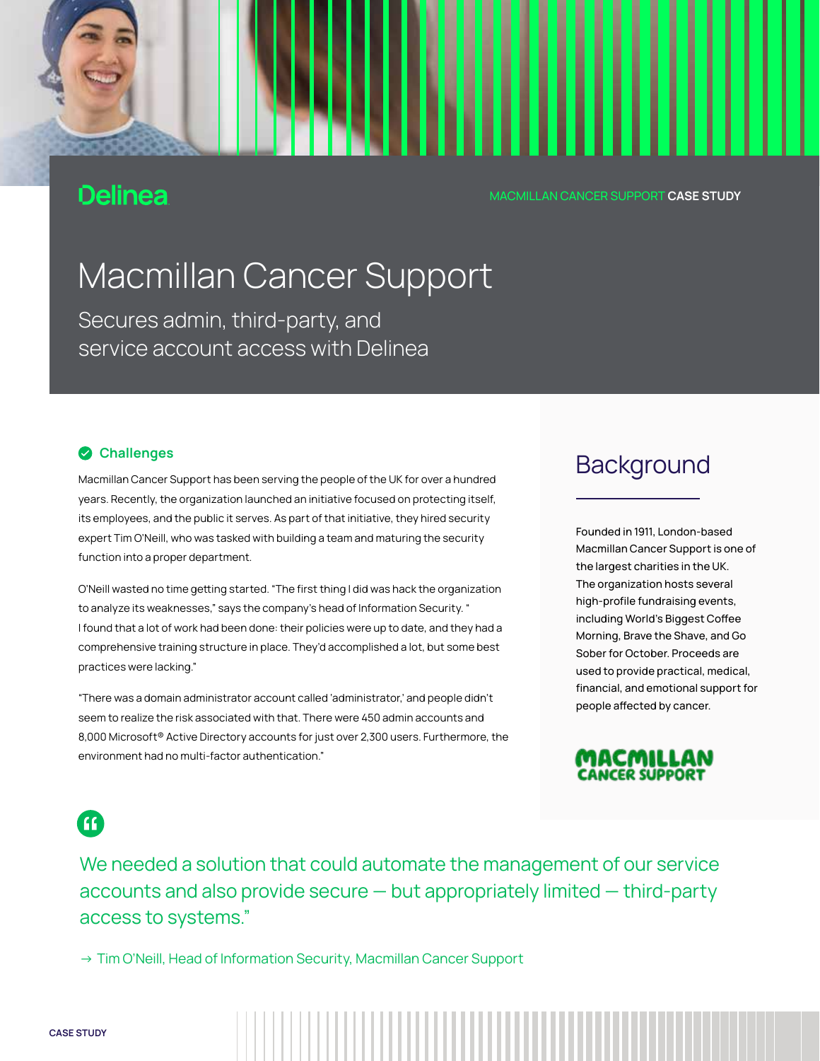Delinea

MACMILLAN CANCER SUPPORT **CASE STUDY**

# Macmillan Cancer Support

## Secures admin, third-party, and service account access with Delinea

### Challenges

Macmillan Cancer Support has been serving the people of the UK for over a hundred years. Recently, the organization launched an initiative focused on protecting itself, its employees, and the public it serves. As part of that initiative, they hired security expert Tim O'Neill, who was tasked with building a team and maturing the security function into a proper department.

O'Neill wasted no time getting started. "The first thing I did was hack the organization to analyze its weaknesses," says the company's head of Information Security. " I found that a lot of work had been done: their policies were up to date, and they had a comprehensive training structure in place. They'd accomplished a lot, but some best practices were lacking."

"There was a domain administrator account called 'administrator,' and people didn't seem to realize the risk associated with that. There were 450 admin accounts and 8,000 Microsoft® Active Directory accounts for just over 2,300 users. Furthermore, the environment had no multi-factor authentication."

## Background

Founded in 1911, London-based Macmillan Cancer Support is one of the largest charities in the UK. The organization hosts several high-profile fundraising events, including World's Biggest Coffee Morning, Brave the Shave, and Go Sober for October. Proceeds are used to provide practical, medical, financial, and emotional support for people affected by cancer.

MACMILLAN CANCER SUPPORT

> We needed a solution that could automate the management of our service accounts and also provide secure — but appropriately limited — third-party access to systems."
>
> → Tim O'Neill, Head of Information Security, Macmillan Cancer Support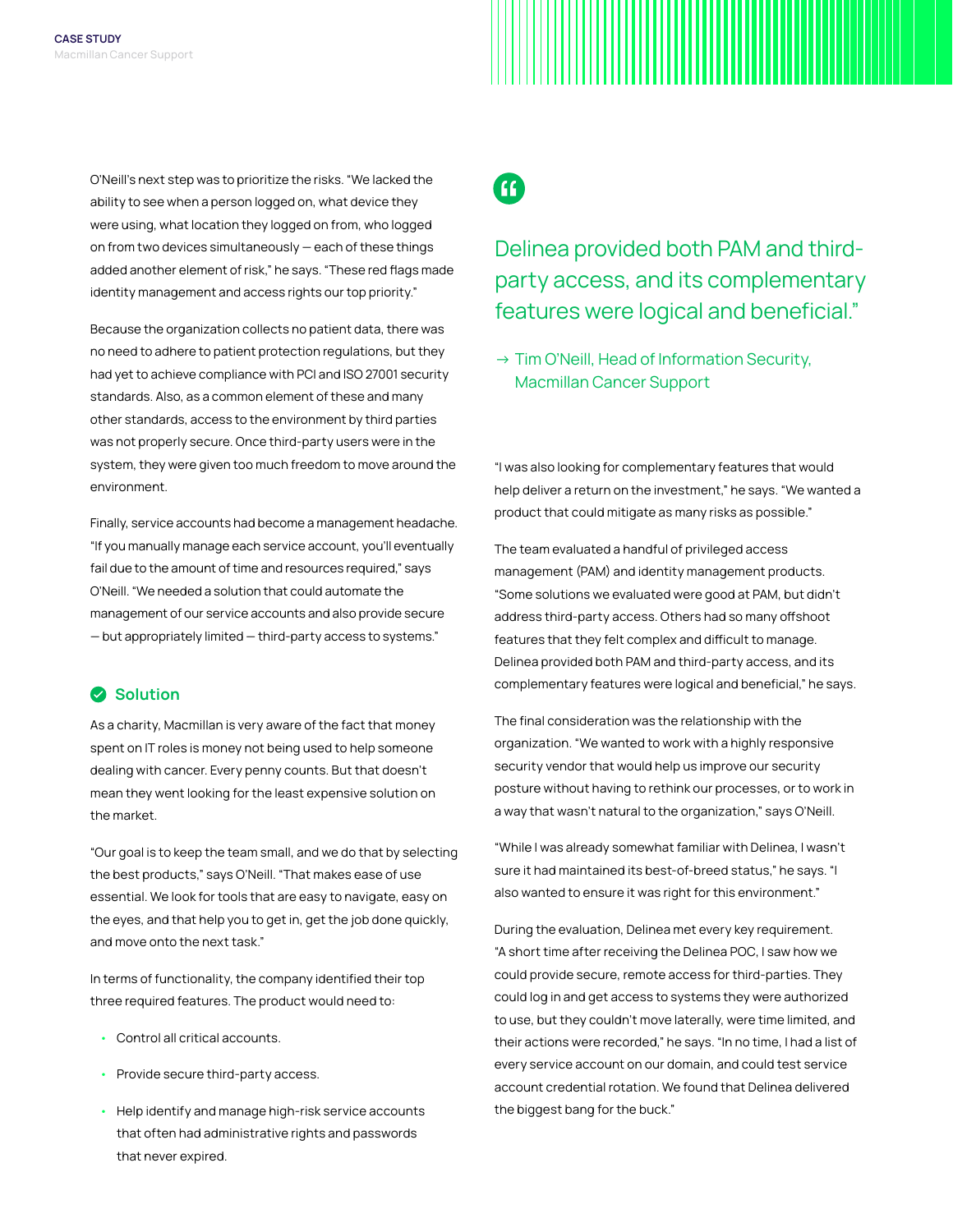O'Neill's next step was to prioritize the risks. "We lacked the ability to see when a person logged on, what device they were using, what location they logged on from, who logged on from two devices simultaneously — each of these things added another element of risk," he says. "These red flags made identity management and access rights our top priority."

Because the organization collects no patient data, there was no need to adhere to patient protection regulations, but they had yet to achieve compliance with PCI and ISO 27001 security standards. Also, as a common element of these and many other standards, access to the environment by third parties was not properly secure. Once third-party users were in the system, they were given too much freedom to move around the environment.

Finally, service accounts had become a management headache. "If you manually manage each service account, you'll eventually fail due to the amount of time and resources required," says O'Neill. "We needed a solution that could automate the management of our service accounts and also provide secure — but appropriately limited — third-party access to systems."

## Solution

As a charity, Macmillan is very aware of the fact that money spent on IT roles is money not being used to help someone dealing with cancer. Every penny counts. But that doesn't mean they went looking for the least expensive solution on the market.

"Our goal is to keep the team small, and we do that by selecting the best products," says O'Neill. "That makes ease of use essential. We look for tools that are easy to navigate, easy on the eyes, and that help you to get in, get the job done quickly, and move onto the next task."

In terms of functionality, the company identified their top three required features. The product would need to:

- Control all critical accounts.
- Provide secure third-party access.
- Help identify and manage high-risk service accounts that often had administrative rights and passwords that never expired.

> Delinea provided both PAM and third-party access, and its complementary features were logical and beneficial."
>
> → Tim O'Neill, Head of Information Security, Macmillan Cancer Support

"I was also looking for complementary features that would help deliver a return on the investment," he says. "We wanted a product that could mitigate as many risks as possible."

The team evaluated a handful of privileged access management (PAM) and identity management products. "Some solutions we evaluated were good at PAM, but didn't address third-party access. Others had so many offshoot features that they felt complex and difficult to manage. Delinea provided both PAM and third-party access, and its complementary features were logical and beneficial," he says.

The final consideration was the relationship with the organization. "We wanted to work with a highly responsive security vendor that would help us improve our security posture without having to rethink our processes, or to work in a way that wasn't natural to the organization," says O'Neill.

"While I was already somewhat familiar with Delinea, I wasn't sure it had maintained its best-of-breed status," he says. "I also wanted to ensure it was right for this environment."

During the evaluation, Delinea met every key requirement. "A short time after receiving the Delinea POC, I saw how we could provide secure, remote access for third-parties. They could log in and get access to systems they were authorized to use, but they couldn't move laterally, were time limited, and their actions were recorded," he says. "In no time, I had a list of every service account on our domain, and could test service account credential rotation. We found that Delinea delivered the biggest bang for the buck."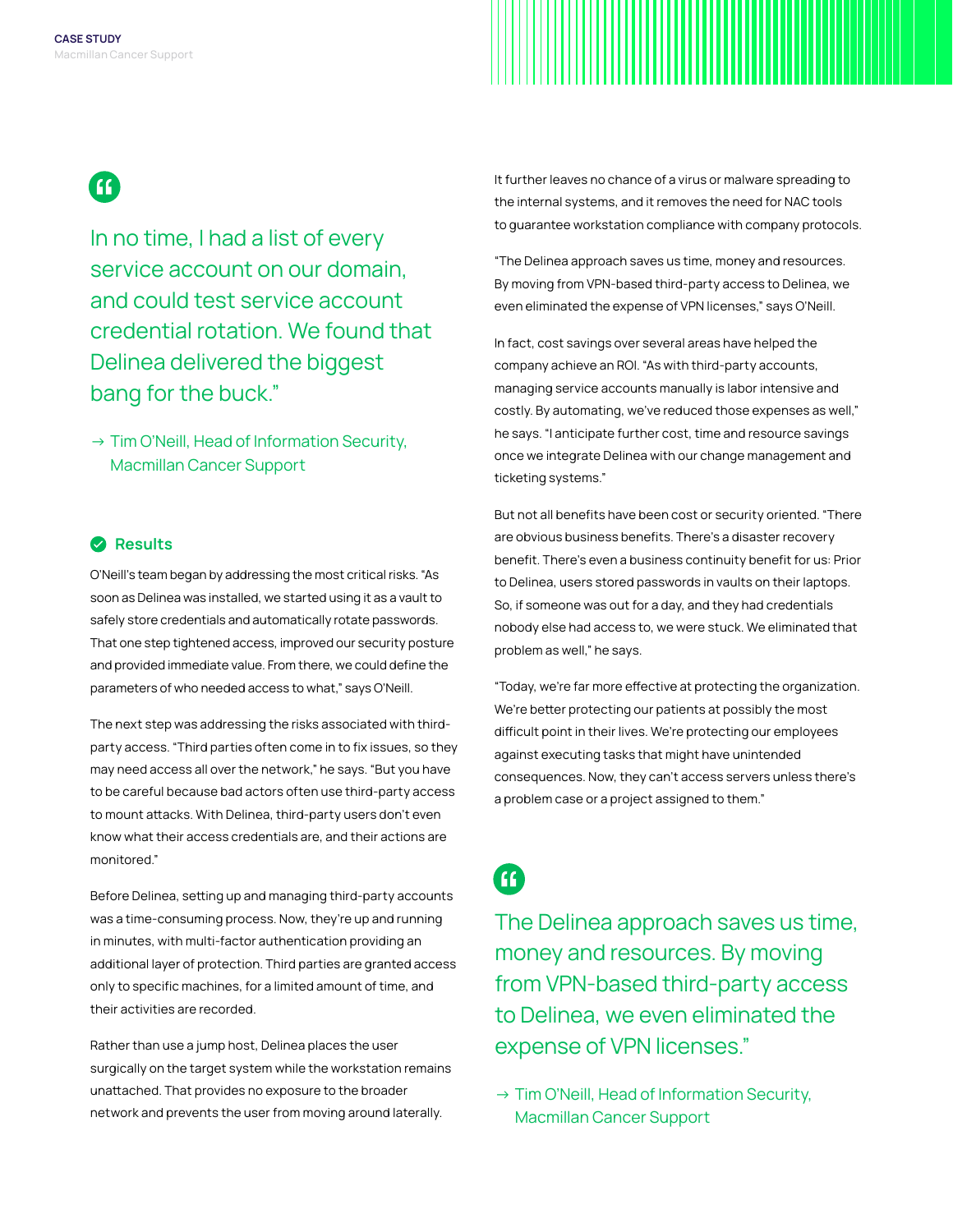> In no time, I had a list of every service account on our domain, and could test service account credential rotation. We found that Delinea delivered the biggest bang for the buck."
>
> → Tim O'Neill, Head of Information Security, Macmillan Cancer Support

## Results

O'Neill's team began by addressing the most critical risks. "As soon as Delinea was installed, we started using it as a vault to safely store credentials and automatically rotate passwords. That one step tightened access, improved our security posture and provided immediate value. From there, we could define the parameters of who needed access to what," says O'Neill.

The next step was addressing the risks associated with third-party access. "Third parties often come in to fix issues, so they may need access all over the network," he says. "But you have to be careful because bad actors often use third-party access to mount attacks. With Delinea, third-party users don't even know what their access credentials are, and their actions are monitored."

Before Delinea, setting up and managing third-party accounts was a time-consuming process. Now, they're up and running in minutes, with multi-factor authentication providing an additional layer of protection. Third parties are granted access only to specific machines, for a limited amount of time, and their activities are recorded.

Rather than use a jump host, Delinea places the user surgically on the target system while the workstation remains unattached. That provides no exposure to the broader network and prevents the user from moving around laterally. It further leaves no chance of a virus or malware spreading to the internal systems, and it removes the need for NAC tools to guarantee workstation compliance with company protocols.

"The Delinea approach saves us time, money and resources. By moving from VPN-based third-party access to Delinea, we even eliminated the expense of VPN licenses," says O'Neill.

In fact, cost savings over several areas have helped the company achieve an ROI. "As with third-party accounts, managing service accounts manually is labor intensive and costly. By automating, we've reduced those expenses as well," he says. "I anticipate further cost, time and resource savings once we integrate Delinea with our change management and ticketing systems."

But not all benefits have been cost or security oriented. "There are obvious business benefits. There's a disaster recovery benefit. There's even a business continuity benefit for us: Prior to Delinea, users stored passwords in vaults on their laptops. So, if someone was out for a day, and they had credentials nobody else had access to, we were stuck. We eliminated that problem as well," he says.

"Today, we're far more effective at protecting the organization. We're better protecting our patients at possibly the most difficult point in their lives. We're protecting our employees against executing tasks that might have unintended consequences. Now, they can't access servers unless there's a problem case or a project assigned to them."

> The Delinea approach saves us time, money and resources. By moving from VPN-based third-party access to Delinea, we even eliminated the expense of VPN licenses."
>
> → Tim O'Neill, Head of Information Security, Macmillan Cancer Support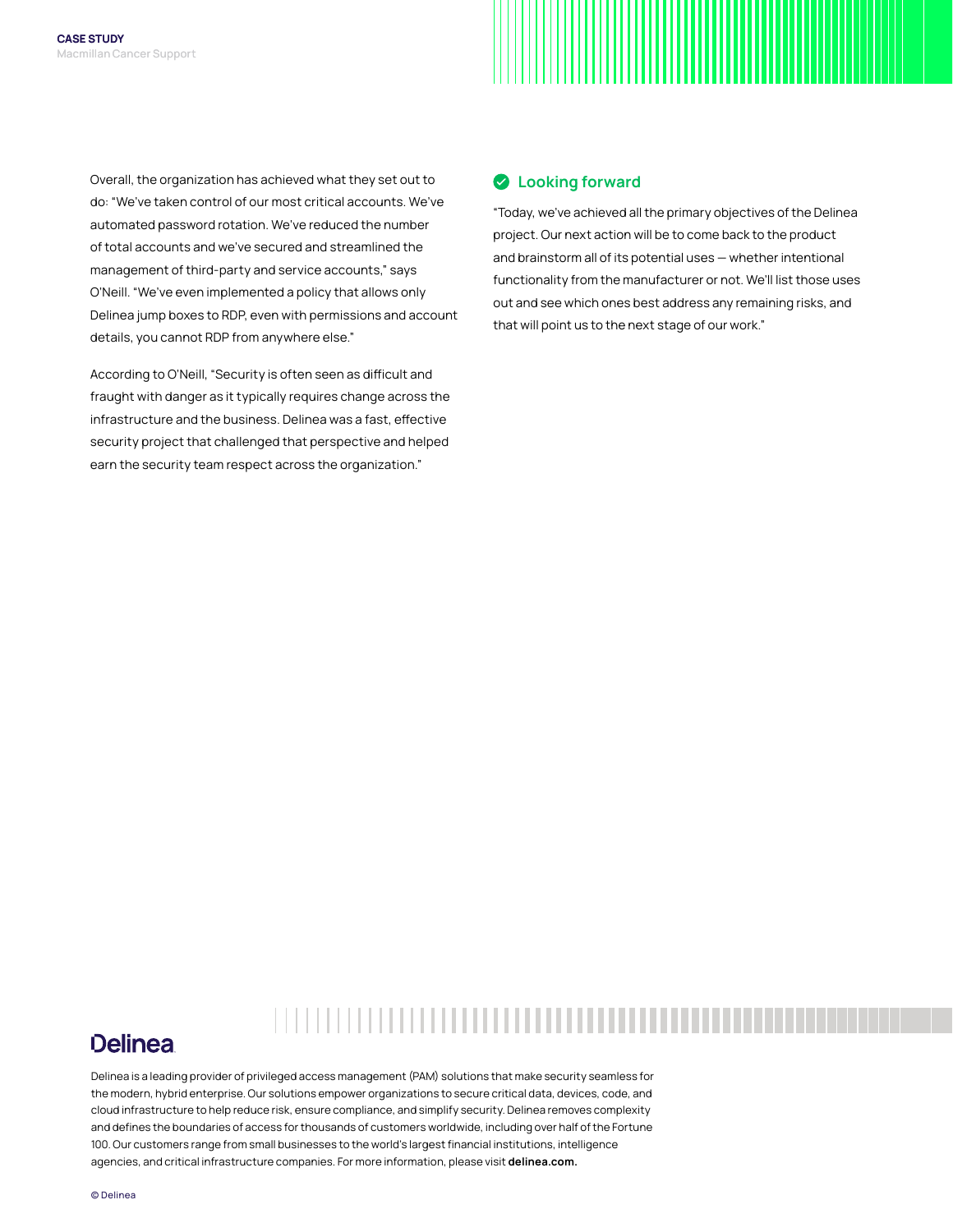Overall, the organization has achieved what they set out to do: "We've taken control of our most critical accounts. We've automated password rotation. We've reduced the number of total accounts and we've secured and streamlined the management of third-party and service accounts," says O'Neill. "We've even implemented a policy that allows only Delinea jump boxes to RDP, even with permissions and account details, you cannot RDP from anywhere else."

According to O'Neill, "Security is often seen as difficult and fraught with danger as it typically requires change across the infrastructure and the business. Delinea was a fast, effective security project that challenged that perspective and helped earn the security team respect across the organization."

## Looking forward

"Today, we've achieved all the primary objectives of the Delinea project. Our next action will be to come back to the product and brainstorm all of its potential uses — whether intentional functionality from the manufacturer or not. We'll list those uses out and see which ones best address any remaining risks, and that will point us to the next stage of our work."

**Delinea**

Delinea is a leading provider of privileged access management (PAM) solutions that make security seamless for the modern, hybrid enterprise. Our solutions empower organizations to secure critical data, devices, code, and cloud infrastructure to help reduce risk, ensure compliance, and simplify security. Delinea removes complexity and defines the boundaries of access for thousands of customers worldwide, including over half of the Fortune 100. Our customers range from small businesses to the world's largest financial institutions, intelligence agencies, and critical infrastructure companies. For more information, please visit **delinea.com.**

© Delinea